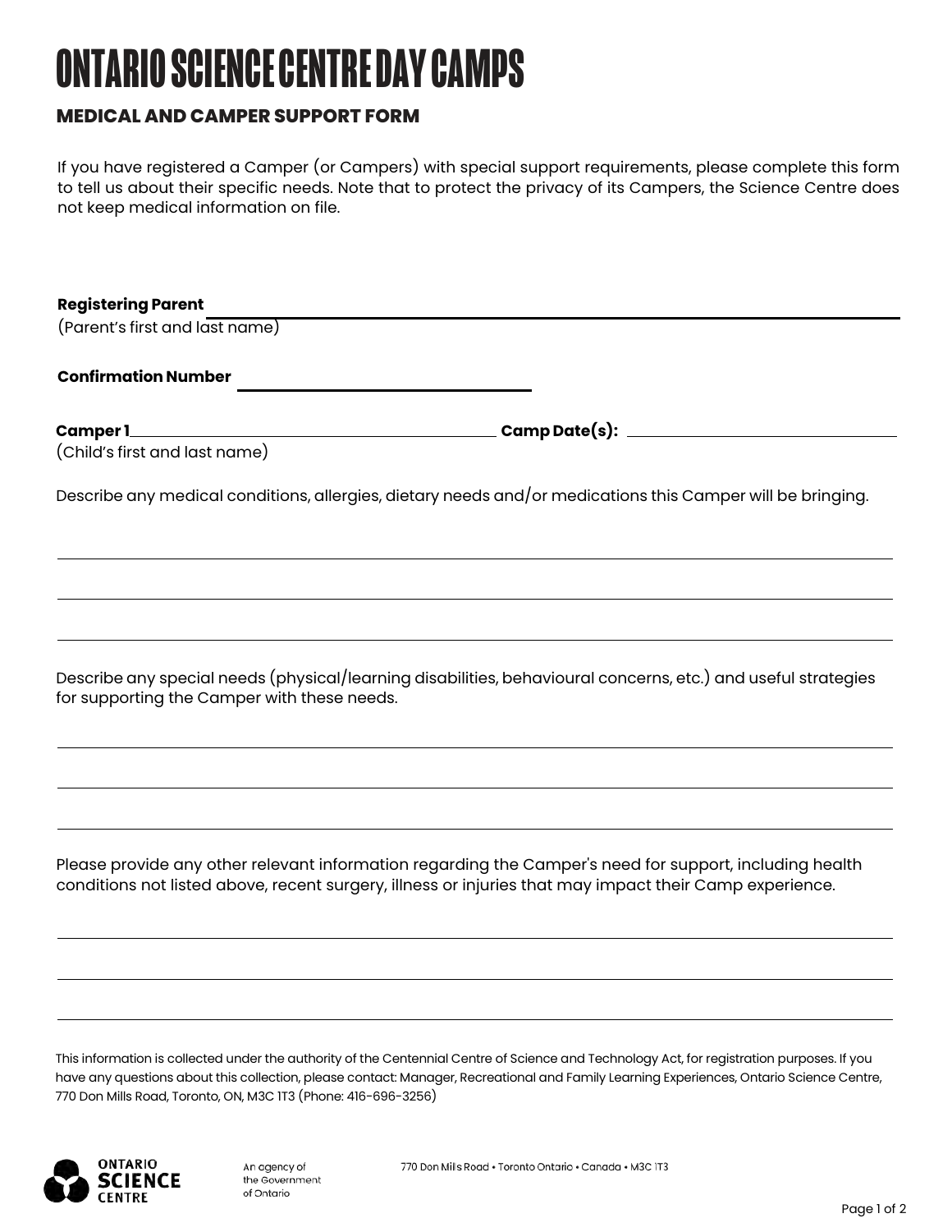# ONTARIO SCIENCE CENTRE DAY CAMPS

## MEDICAL AND CAMPER SUPPORT FORM

If you have registered a Camper (or Campers) with special support requirements, please complete this form to tell us about their specific needs. Note that to protect the privacy of its Campers, the Science Centre does not keep medical information on file.

**Registering Parent** ______________________________________________
(Parent's first and last name)

**Confirmation Number** ______________________

**Camper 1** ______________________________ **Camp Date(s):** ____________________
(Child's first and last name)

Describe any medical conditions, allergies, dietary needs and/or medications this Camper will be bringing.

______________________________________________________________________

______________________________________________________________________

______________________________________________________________________

Describe any special needs (physical/learning disabilities, behavioural concerns, etc.) and useful strategies for supporting the Camper with these needs.

______________________________________________________________________

______________________________________________________________________

______________________________________________________________________

Please provide any other relevant information regarding the Camper's need for support, including health conditions not listed above, recent surgery, illness or injuries that may impact their Camp experience.

______________________________________________________________________

______________________________________________________________________

______________________________________________________________________

This information is collected under the authority of the Centennial Centre of Science and Technology Act, for registration purposes. If you have any questions about this collection, please contact: Manager, Recreational and Family Learning Experiences, Ontario Science Centre, 770 Don Mills Road, Toronto, ON, M3C 1T3 (Phone: 416-696-3256)

ONTARIO SCIENCE CENTRE

An agency of the Government of Ontario

770 Don Mills Road • Toronto Ontario • Canada • M3C 1T3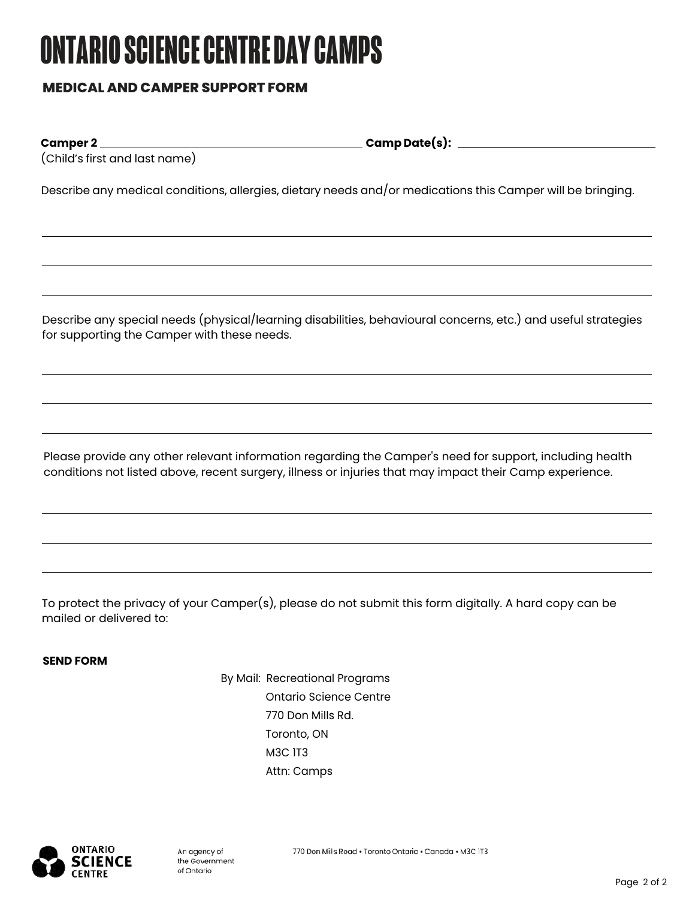# ONTARIO SCIENCE CENTRE DAY CAMPS

## MEDICAL AND CAMPER SUPPORT FORM

**Camper 2** ______________________________ **Camp Date(s):** ______________________
(Child's first and last name)

Describe any medical conditions, allergies, dietary needs and/or medications this Camper will be bringing.

______________________________________________________________________

______________________________________________________________________

______________________________________________________________________

Describe any special needs (physical/learning disabilities, behavioural concerns, etc.) and useful strategies for supporting the Camper with these needs.

______________________________________________________________________

______________________________________________________________________

______________________________________________________________________

Please provide any other relevant information regarding the Camper's need for support, including health conditions not listed above, recent surgery, illness or injuries that may impact their Camp experience.

______________________________________________________________________

______________________________________________________________________

______________________________________________________________________

To protect the privacy of your Camper(s), please do not submit this form digitally. A hard copy can be mailed or delivered to:

**SEND FORM**

By Mail: Recreational Programs
Ontario Science Centre
770 Don Mills Rd.
Toronto, ON
M3C 1T3
Attn: Camps

ONTARIO SCIENCE CENTRE

An agency of the Government of Ontario

770 Don Mills Road • Toronto Ontario • Canada • M3C 1T3